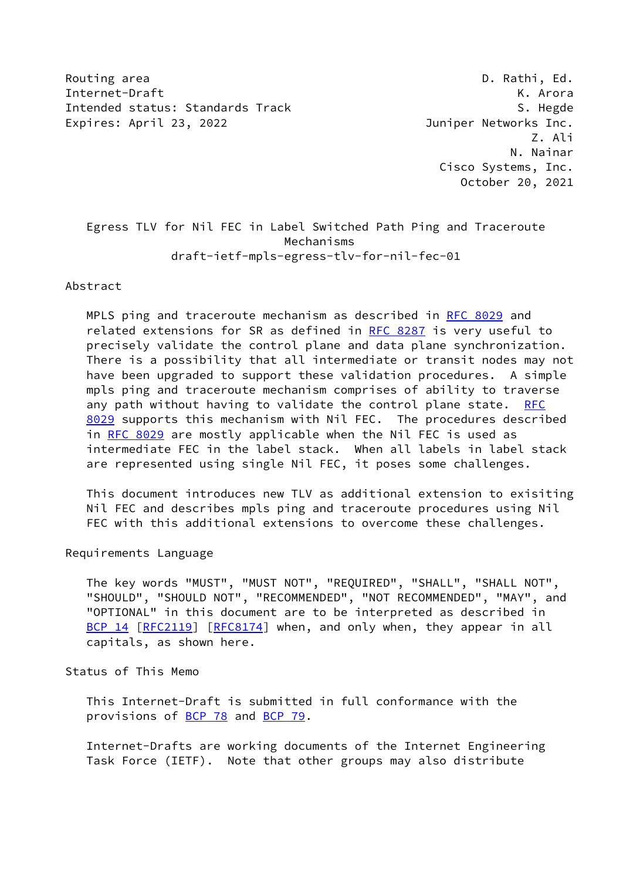Routing area D. Rathi, Ed.
Internet-Draft K. Arora
Intended status: Standards Track S. Hegde
Expires: April 23, 2022 Juniper Networks Inc.
Z. Ali
N. Nainar
Cisco Systems, Inc.
October 20, 2021

# Egress TLV for Nil FEC in Label Switched Path Ping and Traceroute Mechanisms
draft-ietf-mpls-egress-tlv-for-nil-fec-01

## Abstract

MPLS ping and traceroute mechanism as described in RFC 8029 and related extensions for SR as defined in RFC 8287 is very useful to precisely validate the control plane and data plane synchronization. There is a possibility that all intermediate or transit nodes may not have been upgraded to support these validation procedures. A simple mpls ping and traceroute mechanism comprises of ability to traverse any path without having to validate the control plane state. RFC 8029 supports this mechanism with Nil FEC. The procedures described in RFC 8029 are mostly applicable when the Nil FEC is used as intermediate FEC in the label stack. When all labels in label stack are represented using single Nil FEC, it poses some challenges.

This document introduces new TLV as additional extension to exisiting Nil FEC and describes mpls ping and traceroute procedures using Nil FEC with this additional extensions to overcome these challenges.

## Requirements Language

The key words "MUST", "MUST NOT", "REQUIRED", "SHALL", "SHALL NOT", "SHOULD", "SHOULD NOT", "RECOMMENDED", "NOT RECOMMENDED", "MAY", and "OPTIONAL" in this document are to be interpreted as described in BCP 14 [RFC2119] [RFC8174] when, and only when, they appear in all capitals, as shown here.

## Status of This Memo

This Internet-Draft is submitted in full conformance with the provisions of BCP 78 and BCP 79.

Internet-Drafts are working documents of the Internet Engineering Task Force (IETF). Note that other groups may also distribute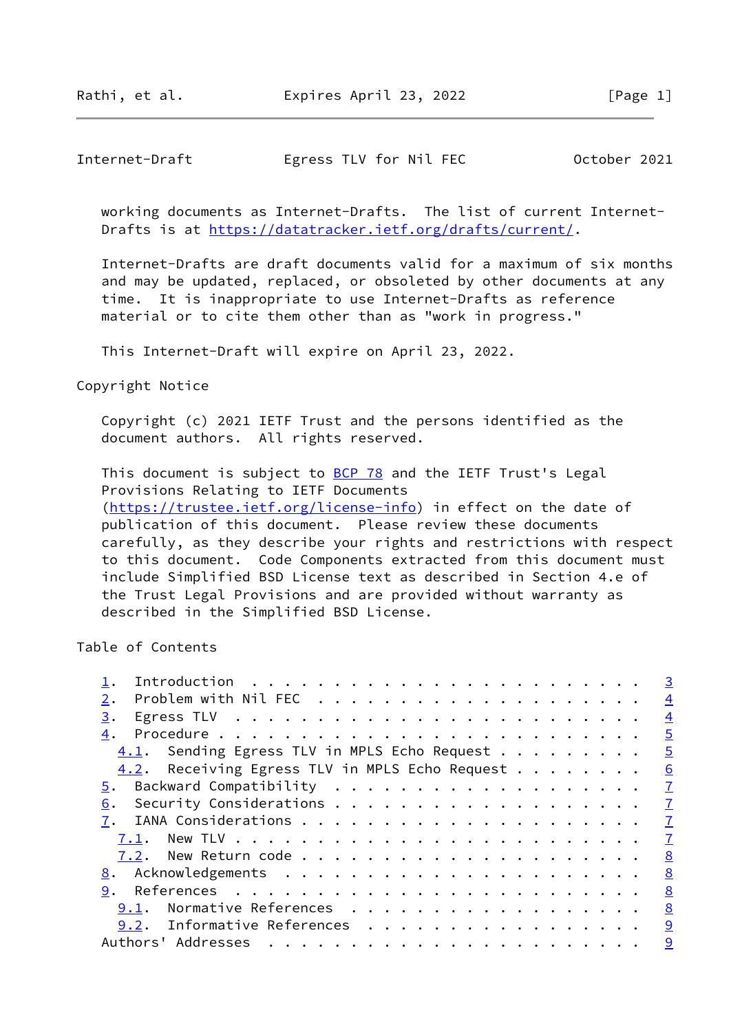working documents as Internet-Drafts. The list of current Internet-Drafts is at https://datatracker.ietf.org/drafts/current/.

Internet-Drafts are draft documents valid for a maximum of six months and may be updated, replaced, or obsoleted by other documents at any time. It is inappropriate to use Internet-Drafts as reference material or to cite them other than as "work in progress."

This Internet-Draft will expire on April 23, 2022.

## Copyright Notice

Copyright (c) 2021 IETF Trust and the persons identified as the document authors. All rights reserved.

This document is subject to BCP 78 and the IETF Trust's Legal Provisions Relating to IETF Documents (https://trustee.ietf.org/license-info) in effect on the date of publication of this document. Please review these documents carefully, as they describe your rights and restrictions with respect to this document. Code Components extracted from this document must include Simplified BSD License text as described in Section 4.e of the Trust Legal Provisions and are provided without warranty as described in the Simplified BSD License.

## Table of Contents

- 1. Introduction . . . . . . . . . . . . . . . . . . . . . . . . 3
- 2. Problem with Nil FEC . . . . . . . . . . . . . . . . . . . . 4
- 3. Egress TLV . . . . . . . . . . . . . . . . . . . . . . . . . 4
- 4. Procedure . . . . . . . . . . . . . . . . . . . . . . . . . . 5
  - 4.1. Sending Egress TLV in MPLS Echo Request . . . . . . . . . 5
  - 4.2. Receiving Egress TLV in MPLS Echo Request . . . . . . . . 6
- 5. Backward Compatibility . . . . . . . . . . . . . . . . . . . 7
- 6. Security Considerations . . . . . . . . . . . . . . . . . . . 7
- 7. IANA Considerations . . . . . . . . . . . . . . . . . . . . . 7
  - 7.1. New TLV . . . . . . . . . . . . . . . . . . . . . . . . . 7
  - 7.2. New Return code . . . . . . . . . . . . . . . . . . . . . 8
- 8. Acknowledgements . . . . . . . . . . . . . . . . . . . . . . 8
- 9. References . . . . . . . . . . . . . . . . . . . . . . . . . 8
  - 9.1. Normative References . . . . . . . . . . . . . . . . . . 8
  - 9.2. Informative References . . . . . . . . . . . . . . . . . 9
- Authors' Addresses . . . . . . . . . . . . . . . . . . . . . . . 9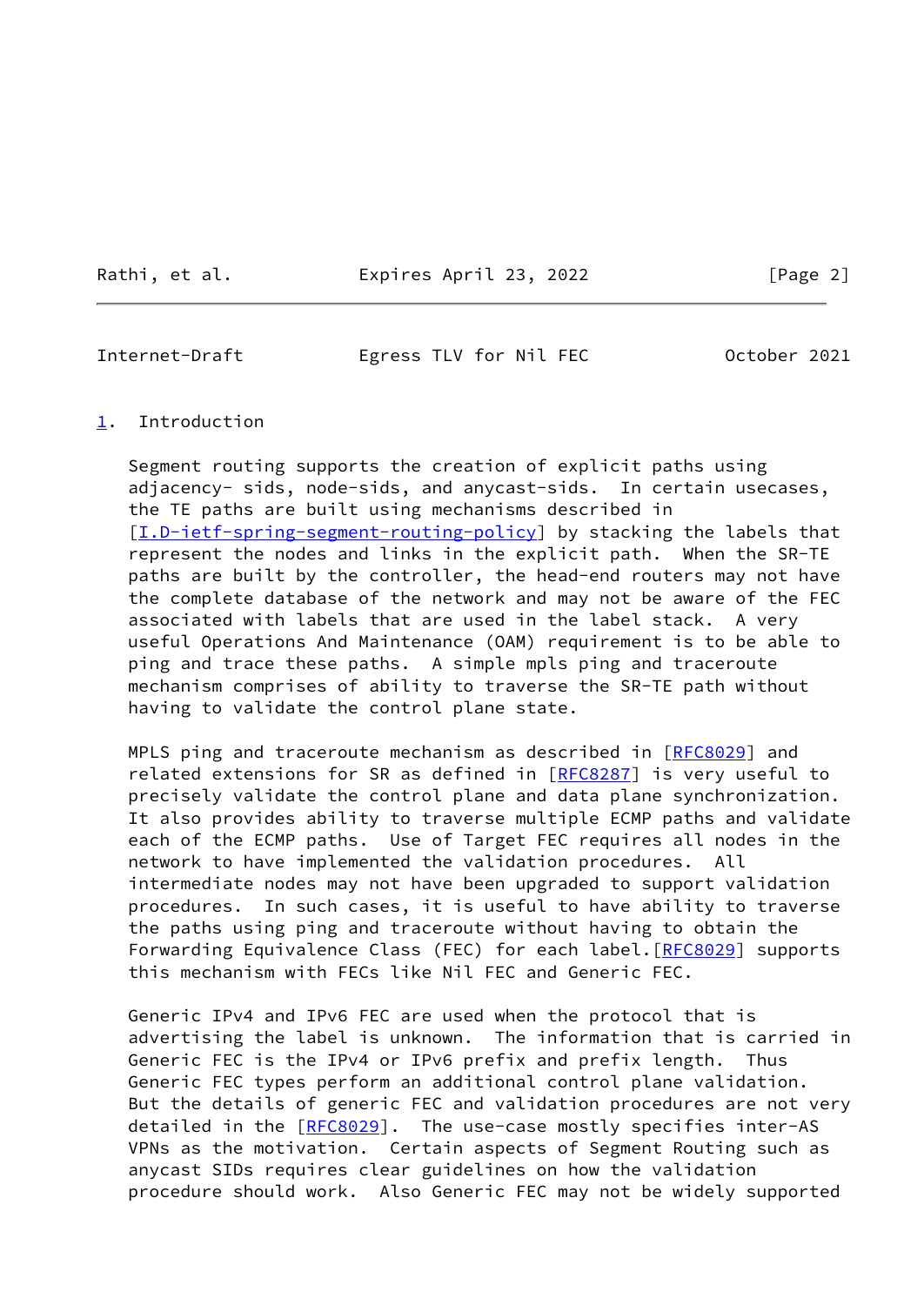## 1. Introduction

Segment routing supports the creation of explicit paths using adjacency- sids, node-sids, and anycast-sids. In certain usecases, the TE paths are built using mechanisms described in [I.D-ietf-spring-segment-routing-policy] by stacking the labels that represent the nodes and links in the explicit path. When the SR-TE paths are built by the controller, the head-end routers may not have the complete database of the network and may not be aware of the FEC associated with labels that are used in the label stack. A very useful Operations And Maintenance (OAM) requirement is to be able to ping and trace these paths. A simple mpls ping and traceroute mechanism comprises of ability to traverse the SR-TE path without having to validate the control plane state.

MPLS ping and traceroute mechanism as described in [RFC8029] and related extensions for SR as defined in [RFC8287] is very useful to precisely validate the control plane and data plane synchronization. It also provides ability to traverse multiple ECMP paths and validate each of the ECMP paths. Use of Target FEC requires all nodes in the network to have implemented the validation procedures. All intermediate nodes may not have been upgraded to support validation procedures. In such cases, it is useful to have ability to traverse the paths using ping and traceroute without having to obtain the Forwarding Equivalence Class (FEC) for each label.[RFC8029] supports this mechanism with FECs like Nil FEC and Generic FEC.

Generic IPv4 and IPv6 FEC are used when the protocol that is advertising the label is unknown. The information that is carried in Generic FEC is the IPv4 or IPv6 prefix and prefix length. Thus Generic FEC types perform an additional control plane validation. But the details of generic FEC and validation procedures are not very detailed in the [RFC8029]. The use-case mostly specifies inter-AS VPNs as the motivation. Certain aspects of Segment Routing such as anycast SIDs requires clear guidelines on how the validation procedure should work. Also Generic FEC may not be widely supported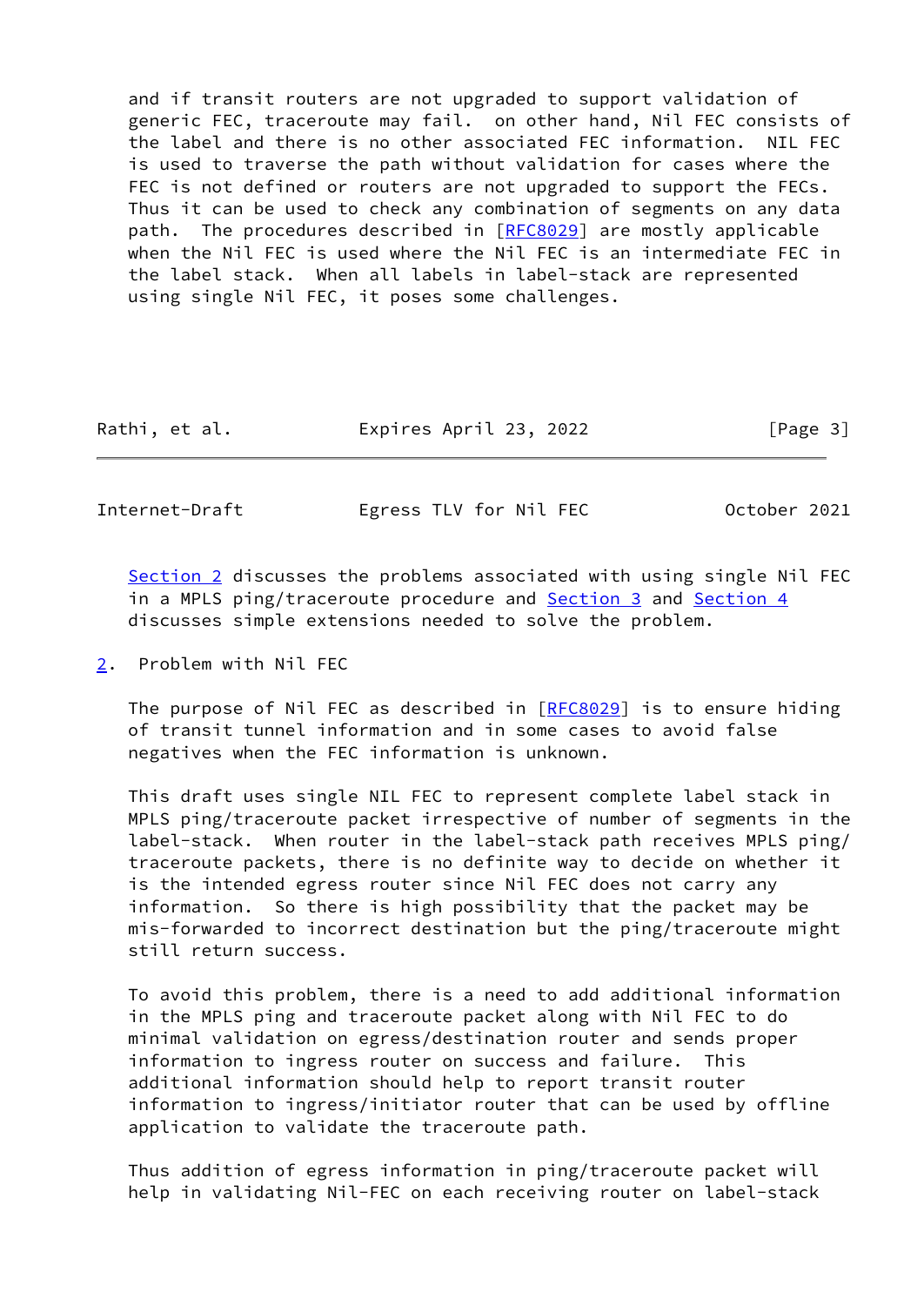and if transit routers are not upgraded to support validation of generic FEC, traceroute may fail. on other hand, Nil FEC consists of the label and there is no other associated FEC information. NIL FEC is used to traverse the path without validation for cases where the FEC is not defined or routers are not upgraded to support the FECs. Thus it can be used to check any combination of segments on any data path. The procedures described in [RFC8029] are mostly applicable when the Nil FEC is used where the Nil FEC is an intermediate FEC in the label stack. When all labels in label-stack are represented using single Nil FEC, it poses some challenges.

Section 2 discusses the problems associated with using single Nil FEC in a MPLS ping/traceroute procedure and Section 3 and Section 4 discusses simple extensions needed to solve the problem.

## 2. Problem with Nil FEC

The purpose of Nil FEC as described in [RFC8029] is to ensure hiding of transit tunnel information and in some cases to avoid false negatives when the FEC information is unknown.

This draft uses single NIL FEC to represent complete label stack in MPLS ping/traceroute packet irrespective of number of segments in the label-stack. When router in the label-stack path receives MPLS ping/traceroute packets, there is no definite way to decide on whether it is the intended egress router since Nil FEC does not carry any information. So there is high possibility that the packet may be mis-forwarded to incorrect destination but the ping/traceroute might still return success.

To avoid this problem, there is a need to add additional information in the MPLS ping and traceroute packet along with Nil FEC to do minimal validation on egress/destination router and sends proper information to ingress router on success and failure. This additional information should help to report transit router information to ingress/initiator router that can be used by offline application to validate the traceroute path.

Thus addition of egress information in ping/traceroute packet will help in validating Nil-FEC on each receiving router on label-stack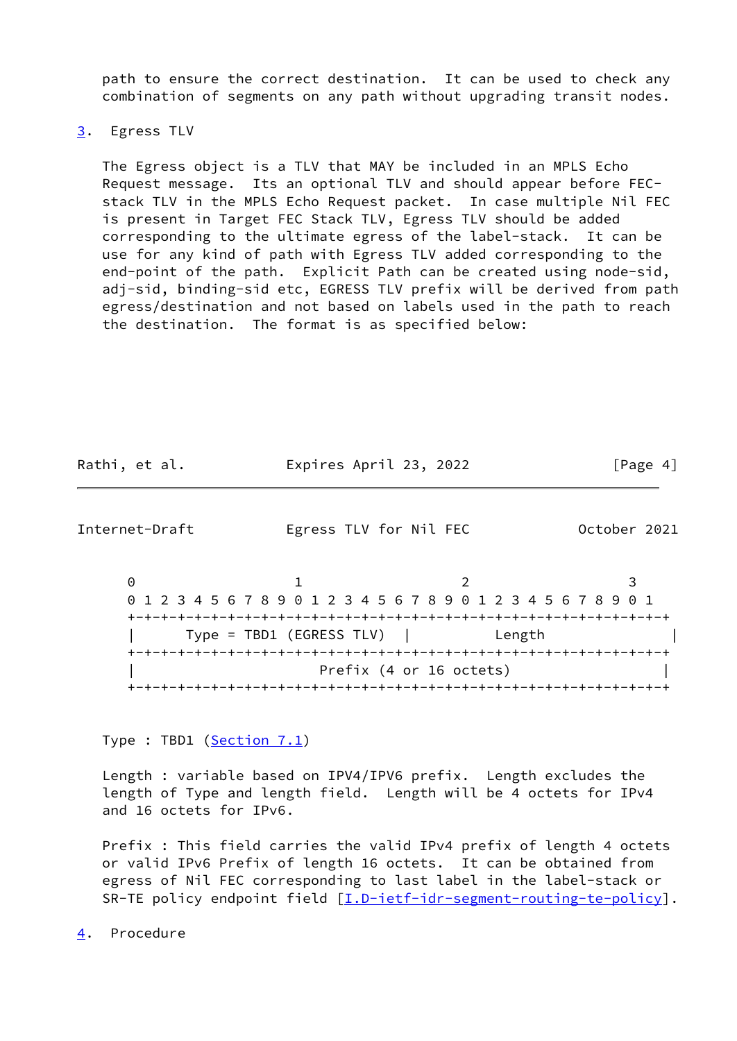path to ensure the correct destination. It can be used to check any combination of segments on any path without upgrading transit nodes.

## 3. Egress TLV

The Egress object is a TLV that MAY be included in an MPLS Echo Request message. Its an optional TLV and should appear before FEC-stack TLV in the MPLS Echo Request packet. In case multiple Nil FEC is present in Target FEC Stack TLV, Egress TLV should be added corresponding to the ultimate egress of the label-stack. It can be use for any kind of path with Egress TLV added corresponding to the end-point of the path. Explicit Path can be created using node-sid, adj-sid, binding-sid etc, EGRESS TLV prefix will be derived from path egress/destination and not based on labels used in the path to reach the destination. The format is as specified below:

```
 0                   1                   2                   3
 0 1 2 3 4 5 6 7 8 9 0 1 2 3 4 5 6 7 8 9 0 1 2 3 4 5 6 7 8 9 0 1
+-+-+-+-+-+-+-+-+-+-+-+-+-+-+-+-+-+-+-+-+-+-+-+-+-+-+-+-+-+-+-+-+
|      Type = TBD1 (EGRESS TLV)  |          Length                |
+-+-+-+-+-+-+-+-+-+-+-+-+-+-+-+-+-+-+-+-+-+-+-+-+-+-+-+-+-+-+-+-+
|                       Prefix (4 or 16 octets)                 |
+-+-+-+-+-+-+-+-+-+-+-+-+-+-+-+-+-+-+-+-+-+-+-+-+-+-+-+-+-+-+-+-+
```

Type : TBD1 (Section 7.1)

Length : variable based on IPV4/IPV6 prefix. Length excludes the length of Type and length field. Length will be 4 octets for IPv4 and 16 octets for IPv6.

Prefix : This field carries the valid IPv4 prefix of length 4 octets or valid IPv6 Prefix of length 16 octets. It can be obtained from egress of Nil FEC corresponding to last label in the label-stack or SR-TE policy endpoint field [I.D-ietf-idr-segment-routing-te-policy].

## 4. Procedure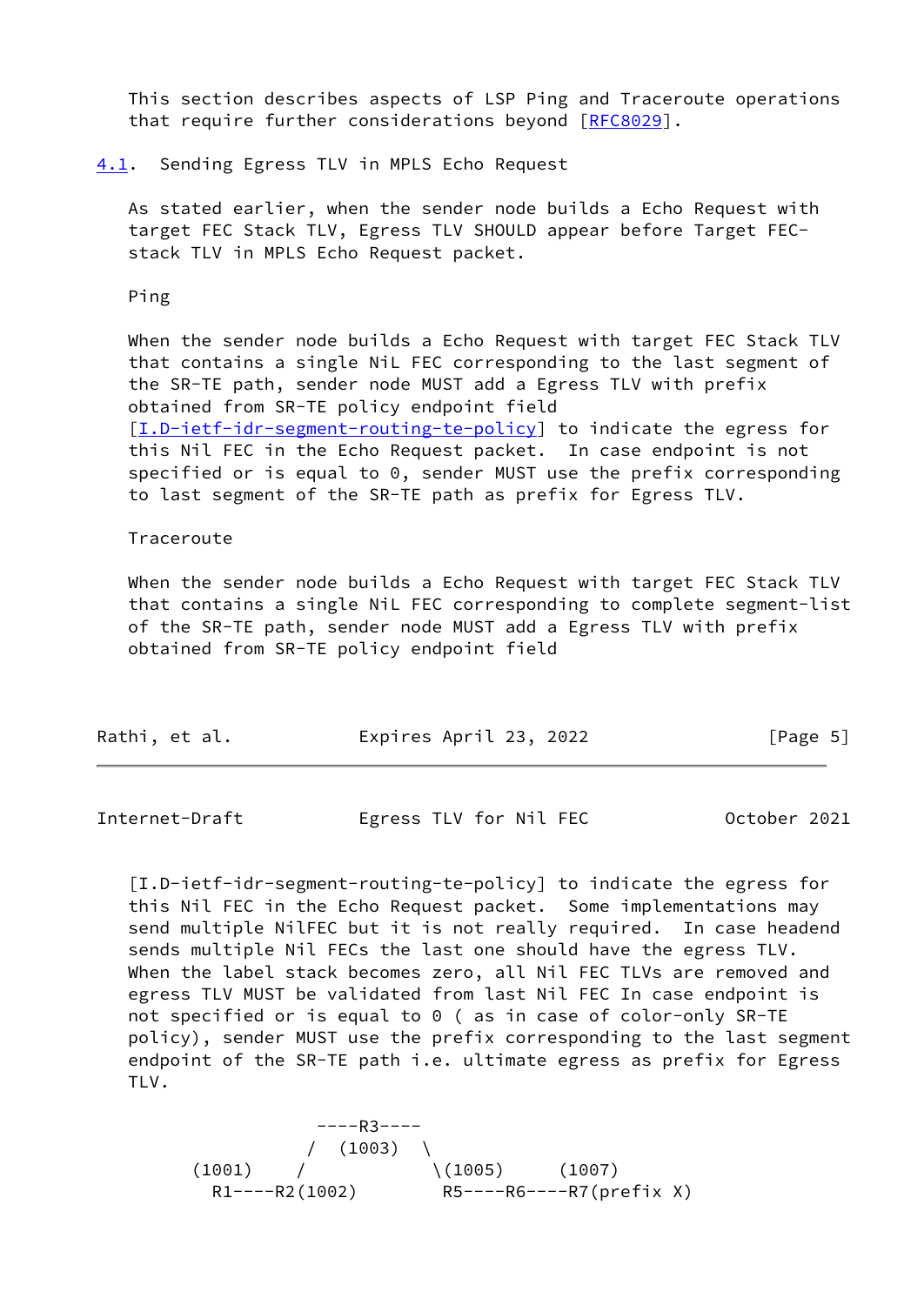This section describes aspects of LSP Ping and Traceroute operations that require further considerations beyond [RFC8029].

## 4.1. Sending Egress TLV in MPLS Echo Request

As stated earlier, when the sender node builds a Echo Request with target FEC Stack TLV, Egress TLV SHOULD appear before Target FEC-stack TLV in MPLS Echo Request packet.

Ping

When the sender node builds a Echo Request with target FEC Stack TLV that contains a single NiL FEC corresponding to the last segment of the SR-TE path, sender node MUST add a Egress TLV with prefix obtained from SR-TE policy endpoint field [I.D-ietf-idr-segment-routing-te-policy] to indicate the egress for this Nil FEC in the Echo Request packet. In case endpoint is not specified or is equal to 0, sender MUST use the prefix corresponding to last segment of the SR-TE path as prefix for Egress TLV.

Traceroute

When the sender node builds a Echo Request with target FEC Stack TLV that contains a single NiL FEC corresponding to complete segment-list of the SR-TE path, sender node MUST add a Egress TLV with prefix obtained from SR-TE policy endpoint field [I.D-ietf-idr-segment-routing-te-policy] to indicate the egress for this Nil FEC in the Echo Request packet. Some implementations may send multiple NilFEC but it is not really required. In case headend sends multiple Nil FECs the last one should have the egress TLV. When the label stack becomes zero, all Nil FEC TLVs are removed and egress TLV MUST be validated from last Nil FEC In case endpoint is not specified or is equal to 0 ( as in case of color-only SR-TE policy), sender MUST use the prefix corresponding to the last segment endpoint of the SR-TE path i.e. ultimate egress as prefix for Egress TLV.

```
               ----R3----
              /  (1003)  \
      (1001)    /           \(1005)     (1007)
        R1----R2(1002)        R5----R6----R7(prefix X)
```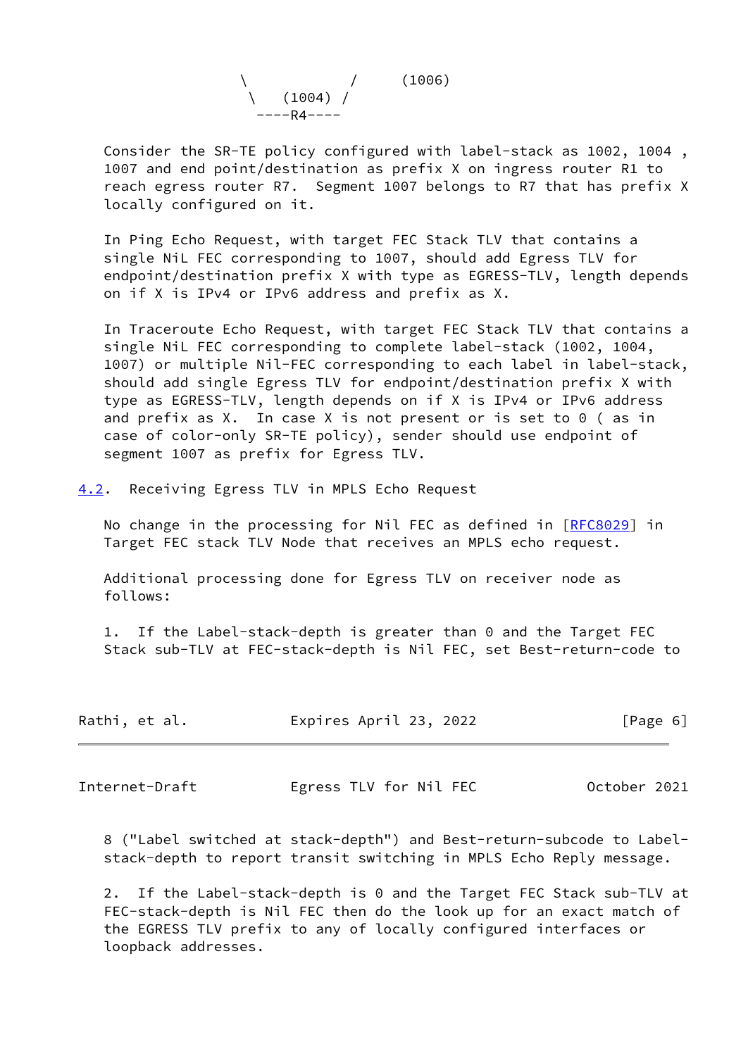```
               \           /     (1006)
                \   (1004) /
                 ----R4----
```

Consider the SR-TE policy configured with label-stack as 1002, 1004 , 1007 and end point/destination as prefix X on ingress router R1 to reach egress router R7. Segment 1007 belongs to R7 that has prefix X locally configured on it.

In Ping Echo Request, with target FEC Stack TLV that contains a single NiL FEC corresponding to 1007, should add Egress TLV for endpoint/destination prefix X with type as EGRESS-TLV, length depends on if X is IPv4 or IPv6 address and prefix as X.

In Traceroute Echo Request, with target FEC Stack TLV that contains a single NiL FEC corresponding to complete label-stack (1002, 1004, 1007) or multiple Nil-FEC corresponding to each label in label-stack, should add single Egress TLV for endpoint/destination prefix X with type as EGRESS-TLV, length depends on if X is IPv4 or IPv6 address and prefix as X. In case X is not present or is set to 0 ( as in case of color-only SR-TE policy), sender should use endpoint of segment 1007 as prefix for Egress TLV.

### 4.2. Receiving Egress TLV in MPLS Echo Request

No change in the processing for Nil FEC as defined in [RFC8029] in Target FEC stack TLV Node that receives an MPLS echo request.

Additional processing done for Egress TLV on receiver node as follows:

1. If the Label-stack-depth is greater than 0 and the Target FEC Stack sub-TLV at FEC-stack-depth is Nil FEC, set Best-return-code to 8 ("Label switched at stack-depth") and Best-return-subcode to Label-stack-depth to report transit switching in MPLS Echo Reply message.

2. If the Label-stack-depth is 0 and the Target FEC Stack sub-TLV at FEC-stack-depth is Nil FEC then do the look up for an exact match of the EGRESS TLV prefix to any of locally configured interfaces or loopback addresses.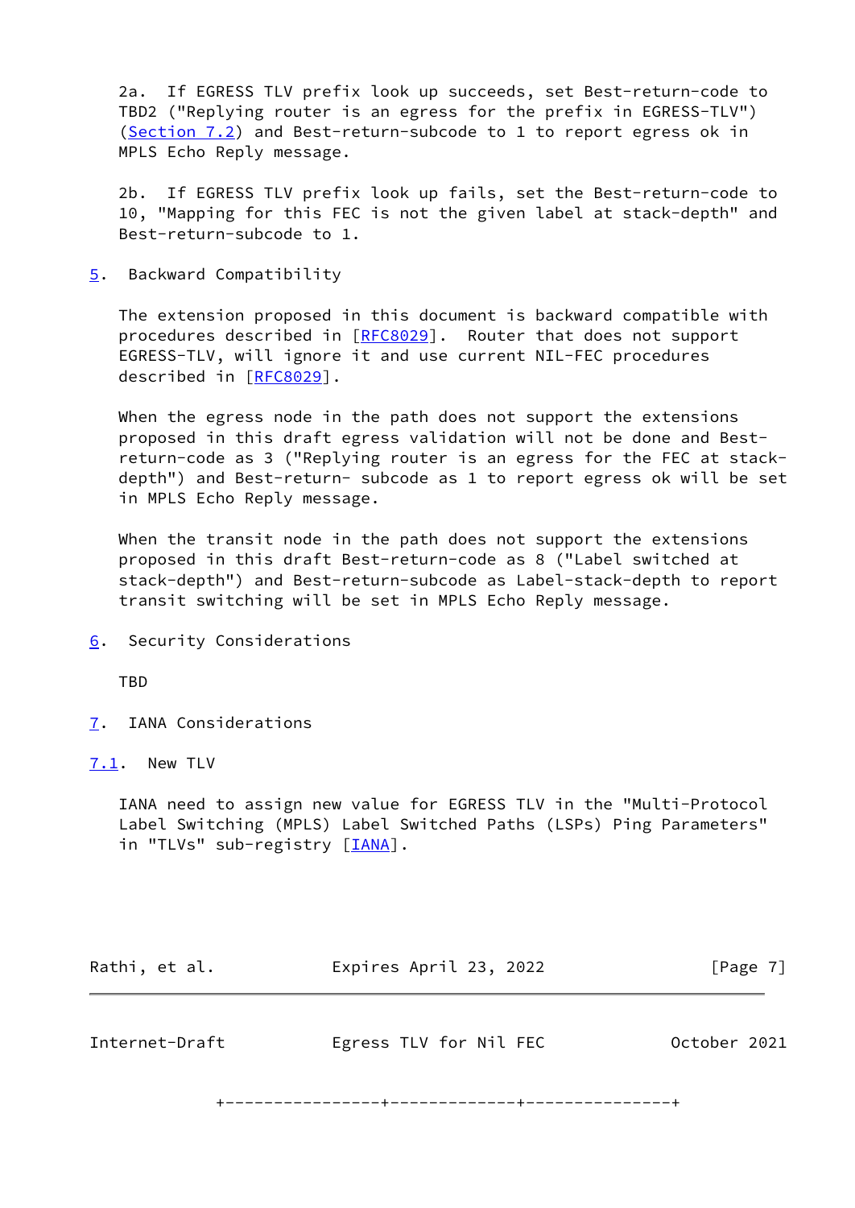2a. If EGRESS TLV prefix look up succeeds, set Best-return-code to TBD2 ("Replying router is an egress for the prefix in EGRESS-TLV") (Section 7.2) and Best-return-subcode to 1 to report egress ok in MPLS Echo Reply message.

2b. If EGRESS TLV prefix look up fails, set the Best-return-code to 10, "Mapping for this FEC is not the given label at stack-depth" and Best-return-subcode to 1.

## 5. Backward Compatibility

The extension proposed in this document is backward compatible with procedures described in [RFC8029]. Router that does not support EGRESS-TLV, will ignore it and use current NIL-FEC procedures described in [RFC8029].

When the egress node in the path does not support the extensions proposed in this draft egress validation will not be done and Best-return-code as 3 ("Replying router is an egress for the FEC at stack-depth") and Best-return- subcode as 1 to report egress ok will be set in MPLS Echo Reply message.

When the transit node in the path does not support the extensions proposed in this draft Best-return-code as 8 ("Label switched at stack-depth") and Best-return-subcode as Label-stack-depth to report transit switching will be set in MPLS Echo Reply message.

## 6. Security Considerations

TBD

## 7. IANA Considerations

### 7.1. New TLV

IANA need to assign new value for EGRESS TLV in the "Multi-Protocol Label Switching (MPLS) Label Switched Paths (LSPs) Ping Parameters" in "TLVs" sub-registry [IANA].

```
        +----------------+-------------+---------------+
```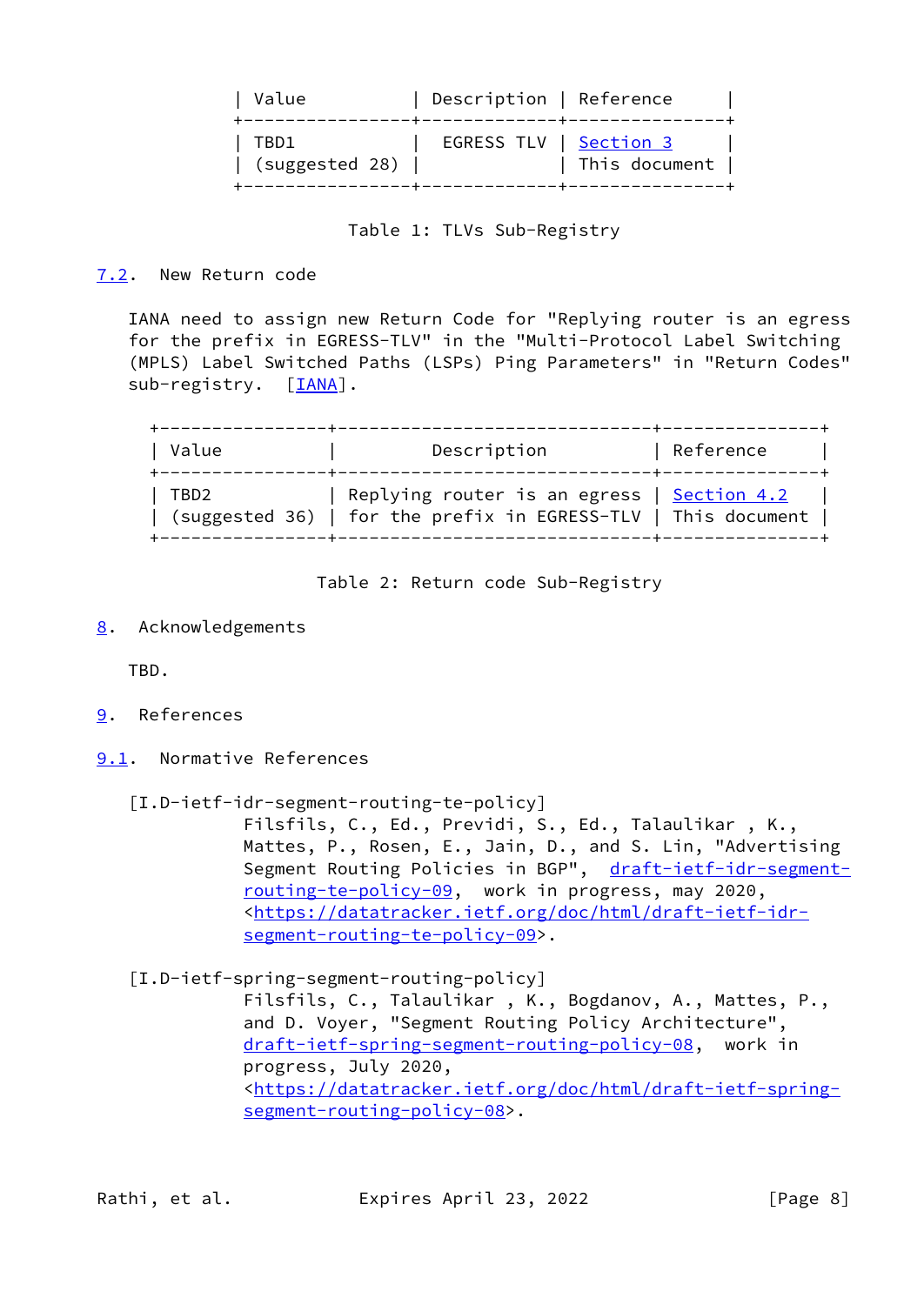| Value | Description | Reference |
|---|---|---|
| TBD1 (suggested 28) | EGRESS TLV | Section 3 This document |

Table 1: TLVs Sub-Registry

## 7.2. New Return code

IANA need to assign new Return Code for "Replying router is an egress for the prefix in EGRESS-TLV" in the "Multi-Protocol Label Switching (MPLS) Label Switched Paths (LSPs) Ping Parameters" in "Return Codes" sub-registry. [IANA].

| Value | Description | Reference |
|---|---|---|
| TBD2 (suggested 36) | Replying router is an egress for the prefix in EGRESS-TLV | Section 4.2 This document |

Table 2: Return code Sub-Registry

# 8. Acknowledgements

TBD.

# 9. References

## 9.1. Normative References

[I.D-ietf-idr-segment-routing-te-policy]
Filsfils, C., Ed., Previdi, S., Ed., Talaulikar , K., Mattes, P., Rosen, E., Jain, D., and S. Lin, "Advertising Segment Routing Policies in BGP", draft-ietf-idr-segment-routing-te-policy-09, work in progress, may 2020, <https://datatracker.ietf.org/doc/html/draft-ietf-idr-segment-routing-te-policy-09>.

[I.D-ietf-spring-segment-routing-policy]
Filsfils, C., Talaulikar , K., Bogdanov, A., Mattes, P., and D. Voyer, "Segment Routing Policy Architecture", draft-ietf-spring-segment-routing-policy-08, work in progress, July 2020, <https://datatracker.ietf.org/doc/html/draft-ietf-spring-segment-routing-policy-08>.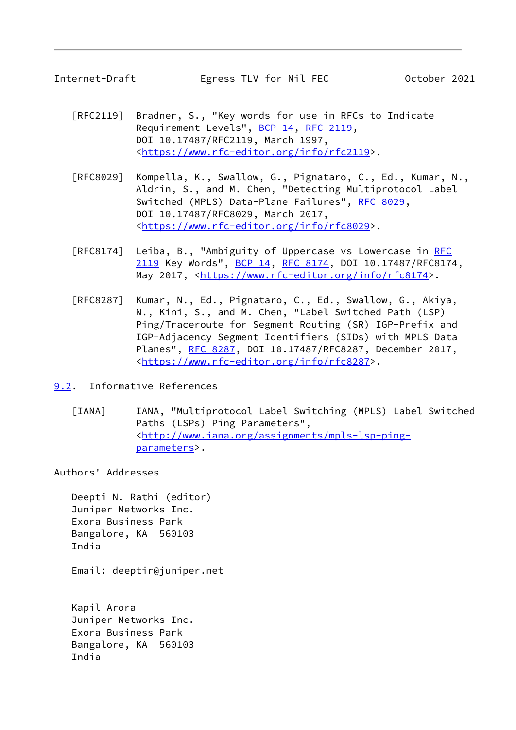[RFC2119] Bradner, S., "Key words for use in RFCs to Indicate Requirement Levels", BCP 14, RFC 2119, DOI 10.17487/RFC2119, March 1997, <https://www.rfc-editor.org/info/rfc2119>.

[RFC8029] Kompella, K., Swallow, G., Pignataro, C., Ed., Kumar, N., Aldrin, S., and M. Chen, "Detecting Multiprotocol Label Switched (MPLS) Data-Plane Failures", RFC 8029, DOI 10.17487/RFC8029, March 2017, <https://www.rfc-editor.org/info/rfc8029>.

[RFC8174] Leiba, B., "Ambiguity of Uppercase vs Lowercase in RFC 2119 Key Words", BCP 14, RFC 8174, DOI 10.17487/RFC8174, May 2017, <https://www.rfc-editor.org/info/rfc8174>.

[RFC8287] Kumar, N., Ed., Pignataro, C., Ed., Swallow, G., Akiya, N., Kini, S., and M. Chen, "Label Switched Path (LSP) Ping/Traceroute for Segment Routing (SR) IGP-Prefix and IGP-Adjacency Segment Identifiers (SIDs) with MPLS Data Planes", RFC 8287, DOI 10.17487/RFC8287, December 2017, <https://www.rfc-editor.org/info/rfc8287>.

## 9.2. Informative References

[IANA] IANA, "Multiprotocol Label Switching (MPLS) Label Switched Paths (LSPs) Ping Parameters", <http://www.iana.org/assignments/mpls-lsp-ping-parameters>.

## Authors' Addresses

Deepti N. Rathi (editor)
Juniper Networks Inc.
Exora Business Park
Bangalore, KA 560103
India

Email: deeptir@juniper.net

Kapil Arora
Juniper Networks Inc.
Exora Business Park
Bangalore, KA 560103
India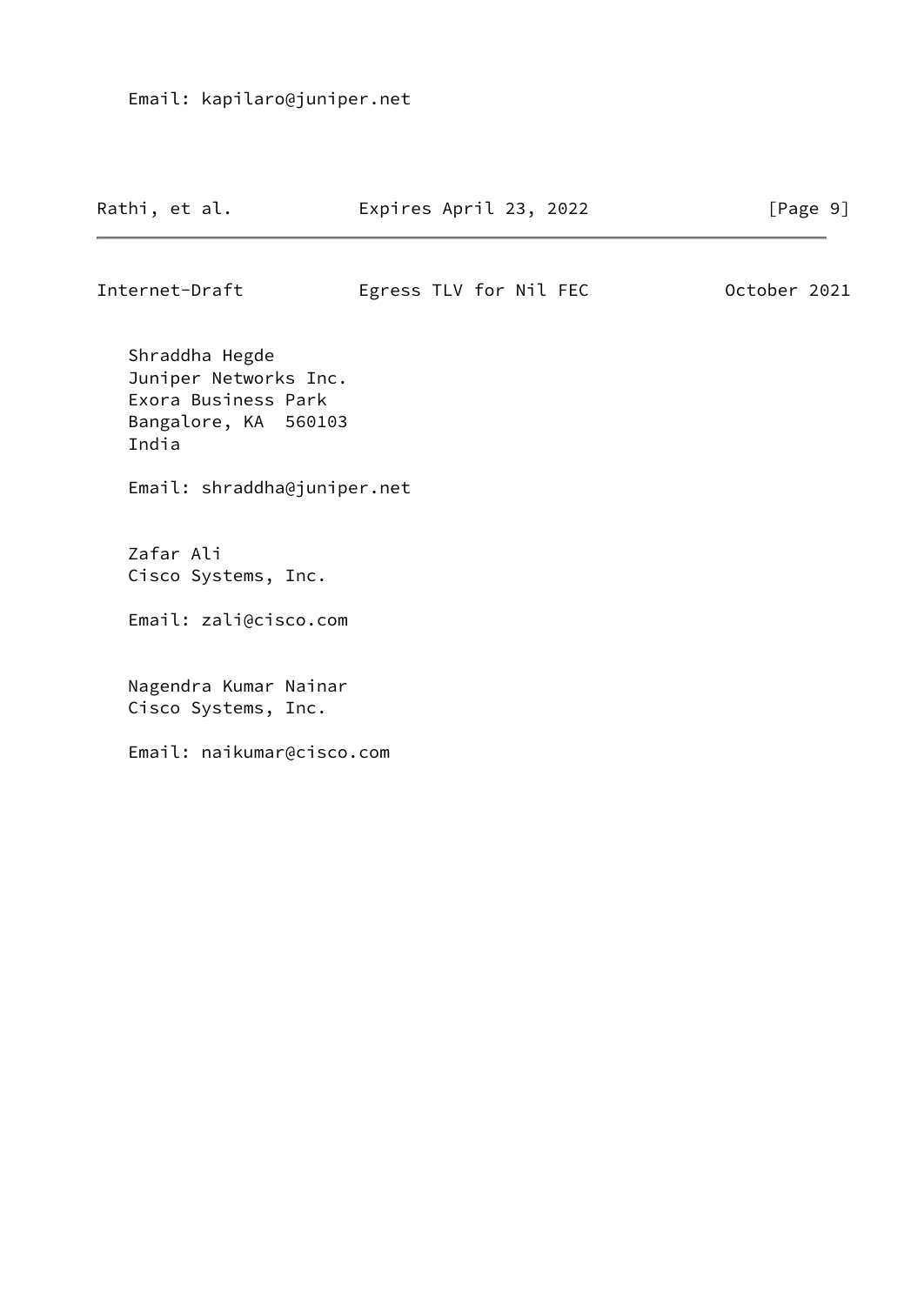Email: kapilaro@juniper.net

Shraddha Hegde
Juniper Networks Inc.
Exora Business Park
Bangalore, KA  560103
India

Email: shraddha@juniper.net

Zafar Ali
Cisco Systems, Inc.

Email: zali@cisco.com

Nagendra Kumar Nainar
Cisco Systems, Inc.

Email: naikumar@cisco.com